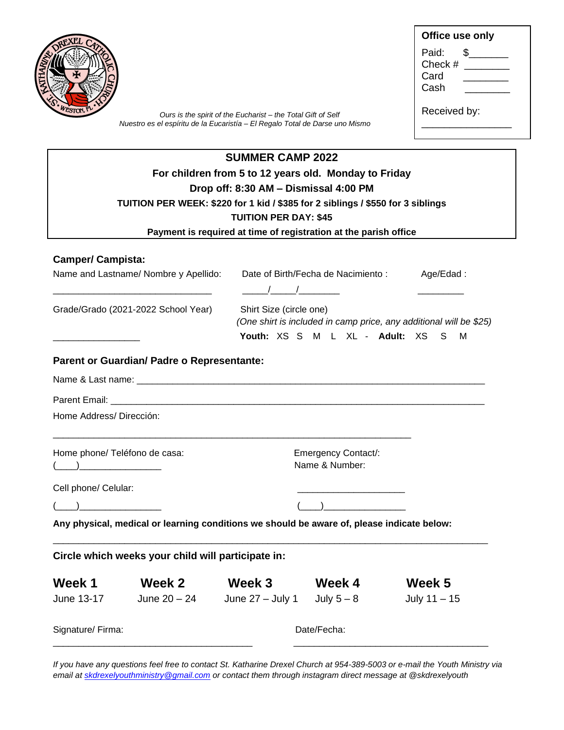**Office use only**

Paid: $_______
Check # ________
Card ________
Cash ________

Received by: ________________

*Ours is the spirit of the Eucharist – the Total Gift of Self*
*Nuestro es el espíritu de la Eucaristía – El Regalo Total de Darse uno Mismo*

## SUMMER CAMP 2022

**For children from 5 to 12 years old. Monday to Friday**

**Drop off: 8:30 AM – Dismissal 4:00 PM**

**TUITION PER WEEK: $220 for 1 kid / $385 for 2 siblings / $550 for 3 siblings**

**TUITION PER DAY: $45**

**Payment is required at time of registration at the parish office**

**Camper/ Campista:**

Name and Lastname/ Nombre y Apellido: _______________________________

Date of Birth/Fecha de Nacimiento : _____/_____/________

Age/Edad : _________

Grade/Grado (2021-2022 School Year) ________________

Shirt Size (circle one)
*(One shirt is included in camp price, any additional will be $25)*

**Youth:** XS S M L XL - **Adult:** XS S M

**Parent or Guardian/ Padre o Representante:**

Name & Last name: ____________________________________________________________________

Parent Email: _______________________________________________________________________

Home Address/ Dirección:

______________________________________________________________________

Home phone/ Teléfono de casa: (____)________________

Cell phone/ Celular: (____)________________

Emergency Contact/: Name & Number: ____________________ (____)________________

**Any physical, medical or learning conditions we should be aware of, please indicate below:**

_____________________________________________________________________________

**Circle which weeks your child will participate in:**

| **Week 1** | **Week 2** | **Week 3** | **Week 4** | **Week 5** |
|---|---|---|---|---|
| June 13-17 | June 20 – 24 | June 27 – July 1 | July 5 – 8 | July 11 – 15 |

Signature/ Firma: ______________________________________

Date/Fecha: ______________________________________

*If you have any questions feel free to contact St. Katharine Drexel Church at 954-389-5003 or e-mail the Youth Ministry via email at skdrexelyouthministry@gmail.com or contact them through instagram direct message at @skdrexelyouth*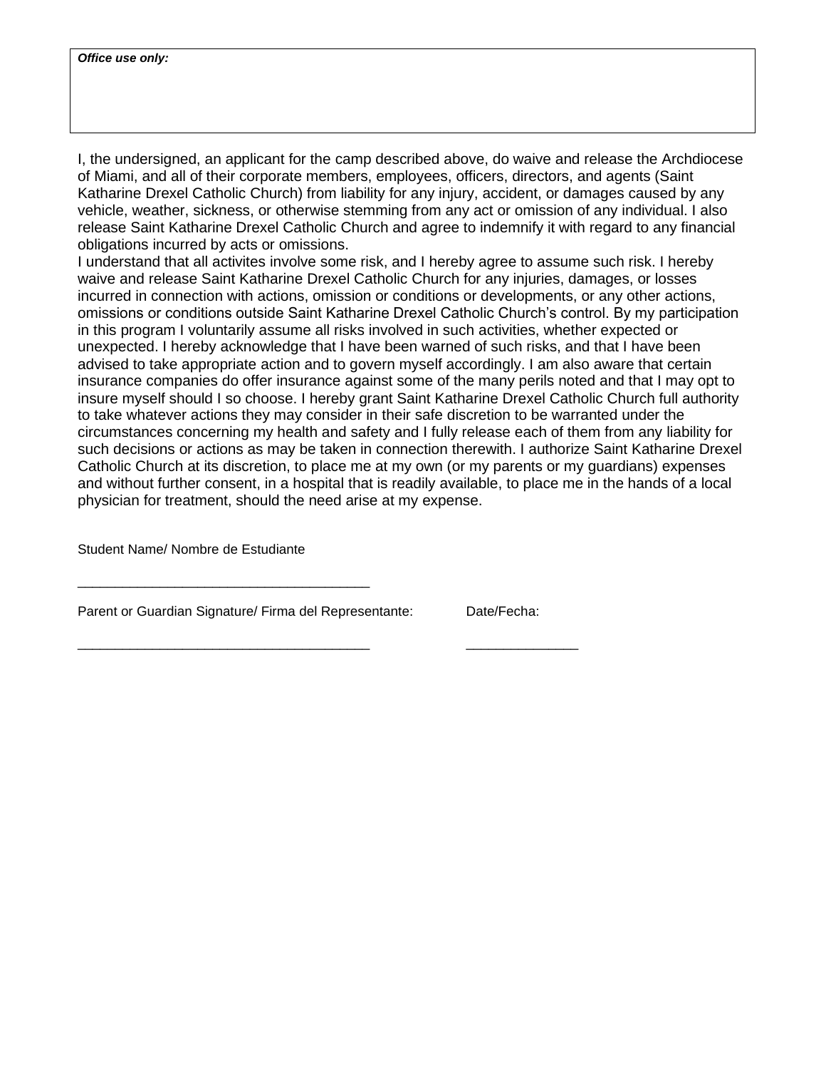***Office use only:***

I, the undersigned, an applicant for the camp described above, do waive and release the Archdiocese of Miami, and all of their corporate members, employees, officers, directors, and agents (Saint Katharine Drexel Catholic Church) from liability for any injury, accident, or damages caused by any vehicle, weather, sickness, or otherwise stemming from any act or omission of any individual. I also release Saint Katharine Drexel Catholic Church and agree to indemnify it with regard to any financial obligations incurred by acts or omissions.

I understand that all activites involve some risk, and I hereby agree to assume such risk. I hereby waive and release Saint Katharine Drexel Catholic Church for any injuries, damages, or losses incurred in connection with actions, omission or conditions or developments, or any other actions, omissions or conditions outside Saint Katharine Drexel Catholic Church's control. By my participation in this program I voluntarily assume all risks involved in such activities, whether expected or unexpected. I hereby acknowledge that I have been warned of such risks, and that I have been advised to take appropriate action and to govern myself accordingly. I am also aware that certain insurance companies do offer insurance against some of the many perils noted and that I may opt to insure myself should I so choose. I hereby grant Saint Katharine Drexel Catholic Church full authority to take whatever actions they may consider in their safe discretion to be warranted under the circumstances concerning my health and safety and I fully release each of them from any liability for such decisions or actions as may be taken in connection therewith. I authorize Saint Katharine Drexel Catholic Church at its discretion, to place me at my own (or my parents or my guardians) expenses and without further consent, in a hospital that is readily available, to place me in the hands of a local physician for treatment, should the need arise at my expense.

Student Name/ Nombre de Estudiante

_______________________________________

Parent or Guardian Signature/ Firma del Representante: Date/Fecha:

_______________________________________ _______________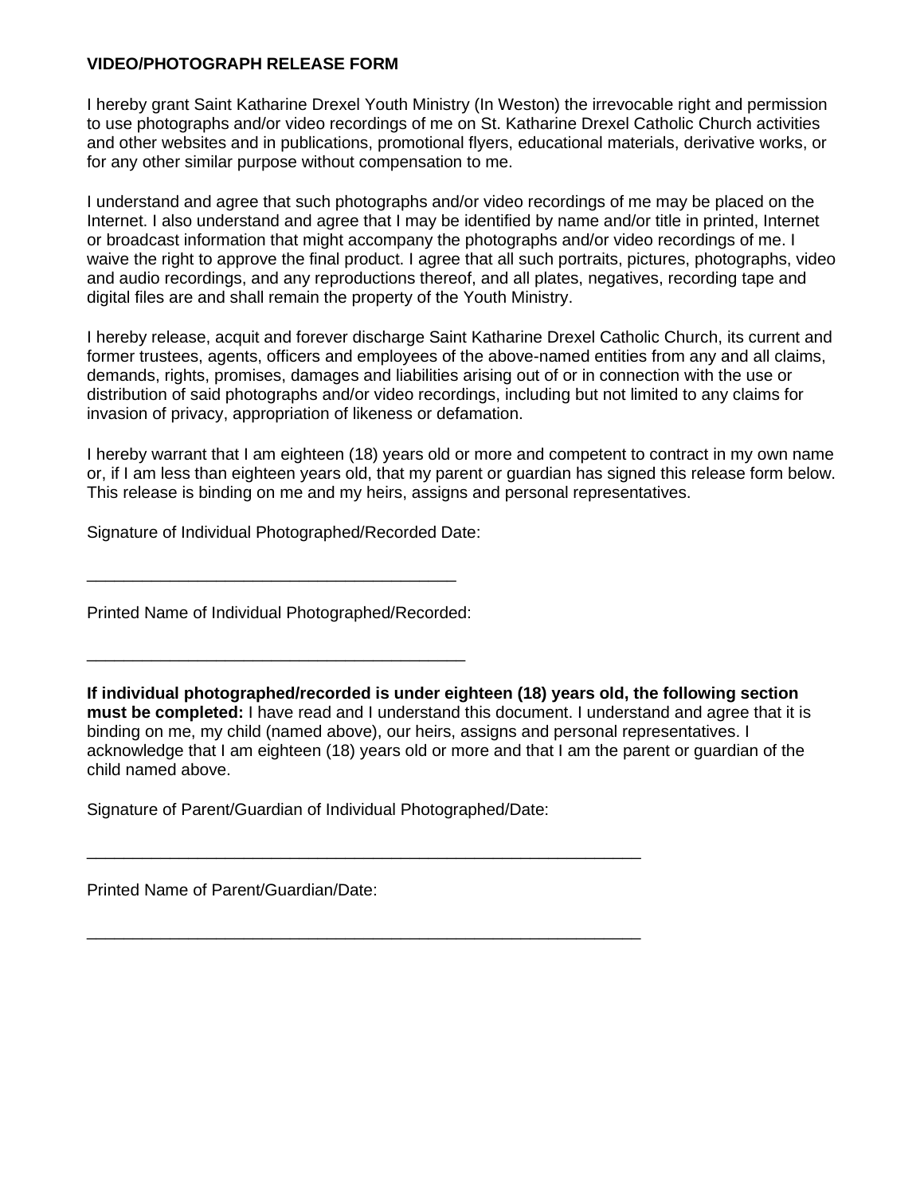**VIDEO/PHOTOGRAPH RELEASE FORM**

I hereby grant Saint Katharine Drexel Youth Ministry (In Weston) the irrevocable right and permission to use photographs and/or video recordings of me on St. Katharine Drexel Catholic Church activities and other websites and in publications, promotional flyers, educational materials, derivative works, or for any other similar purpose without compensation to me.

I understand and agree that such photographs and/or video recordings of me may be placed on the Internet. I also understand and agree that I may be identified by name and/or title in printed, Internet or broadcast information that might accompany the photographs and/or video recordings of me. I waive the right to approve the final product. I agree that all such portraits, pictures, photographs, video and audio recordings, and any reproductions thereof, and all plates, negatives, recording tape and digital files are and shall remain the property of the Youth Ministry.

I hereby release, acquit and forever discharge Saint Katharine Drexel Catholic Church, its current and former trustees, agents, officers and employees of the above-named entities from any and all claims, demands, rights, promises, damages and liabilities arising out of or in connection with the use or distribution of said photographs and/or video recordings, including but not limited to any claims for invasion of privacy, appropriation of likeness or defamation.

I hereby warrant that I am eighteen (18) years old or more and competent to contract in my own name or, if I am less than eighteen years old, that my parent or guardian has signed this release form below. This release is binding on me and my heirs, assigns and personal representatives.

Signature of Individual Photographed/Recorded Date:

________________________________________

Printed Name of Individual Photographed/Recorded:

_________________________________________

**If individual photographed/recorded is under eighteen (18) years old, the following section must be completed:** I have read and I understand this document. I understand and agree that it is binding on me, my child (named above), our heirs, assigns and personal representatives. I acknowledge that I am eighteen (18) years old or more and that I am the parent or guardian of the child named above.

Signature of Parent/Guardian of Individual Photographed/Date:

____________________________________________________________

Printed Name of Parent/Guardian/Date:

____________________________________________________________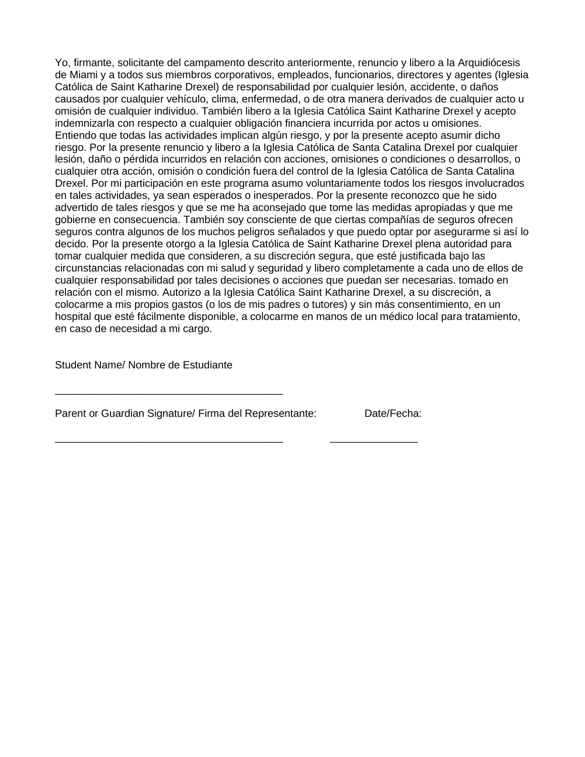Yo, firmante, solicitante del campamento descrito anteriormente, renuncio y libero a la Arquidiócesis de Miami y a todos sus miembros corporativos, empleados, funcionarios, directores y agentes (Iglesia Católica de Saint Katharine Drexel) de responsabilidad por cualquier lesión, accidente, o daños causados por cualquier vehículo, clima, enfermedad, o de otra manera derivados de cualquier acto u omisión de cualquier individuo. También libero a la Iglesia Católica Saint Katharine Drexel y acepto indemnizarla con respecto a cualquier obligación financiera incurrida por actos u omisiones. Entiendo que todas las actividades implican algún riesgo, y por la presente acepto asumir dicho riesgo. Por la presente renuncio y libero a la Iglesia Católica de Santa Catalina Drexel por cualquier lesión, daño o pérdida incurridos en relación con acciones, omisiones o condiciones o desarrollos, o cualquier otra acción, omisión o condición fuera del control de la Iglesia Católica de Santa Catalina Drexel. Por mi participación en este programa asumo voluntariamente todos los riesgos involucrados en tales actividades, ya sean esperados o inesperados. Por la presente reconozco que he sido advertido de tales riesgos y que se me ha aconsejado que tome las medidas apropiadas y que me gobierne en consecuencia. También soy consciente de que ciertas compañías de seguros ofrecen seguros contra algunos de los muchos peligros señalados y que puedo optar por asegurarme si así lo decido. Por la presente otorgo a la Iglesia Católica de Saint Katharine Drexel plena autoridad para tomar cualquier medida que consideren, a su discreción segura, que esté justificada bajo las circunstancias relacionadas con mi salud y seguridad y libero completamente a cada uno de ellos de cualquier responsabilidad por tales decisiones o acciones que puedan ser necesarias. tomado en relación con el mismo. Autorizo a la Iglesia Católica Saint Katharine Drexel, a su discreción, a colocarme a mis propios gastos (o los de mis padres o tutores) y sin más consentimiento, en un hospital que esté fácilmente disponible, a colocarme en manos de un médico local para tratamiento, en caso de necesidad a mi cargo.

Student Name/ Nombre de Estudiante

_______________________________________

Parent or Guardian Signature/ Firma del Representante: Date/Fecha:

_______________________________________ _______________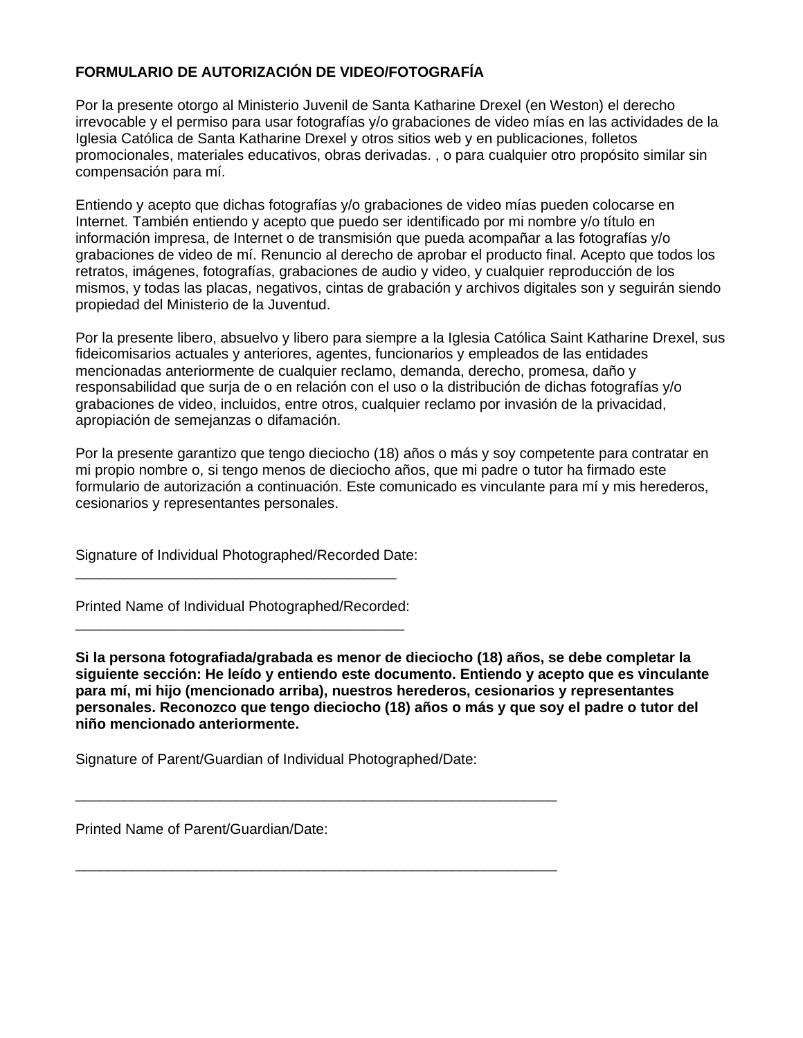**FORMULARIO DE AUTORIZACIÓN DE VIDEO/FOTOGRAFÍA**

Por la presente otorgo al Ministerio Juvenil de Santa Katharine Drexel (en Weston) el derecho irrevocable y el permiso para usar fotografías y/o grabaciones de video mías en las actividades de la Iglesia Católica de Santa Katharine Drexel y otros sitios web y en publicaciones, folletos promocionales, materiales educativos, obras derivadas. , o para cualquier otro propósito similar sin compensación para mí.

Entiendo y acepto que dichas fotografías y/o grabaciones de video mías pueden colocarse en Internet. También entiendo y acepto que puedo ser identificado por mi nombre y/o título en información impresa, de Internet o de transmisión que pueda acompañar a las fotografías y/o grabaciones de video de mí. Renuncio al derecho de aprobar el producto final. Acepto que todos los retratos, imágenes, fotografías, grabaciones de audio y video, y cualquier reproducción de los mismos, y todas las placas, negativos, cintas de grabación y archivos digitales son y seguirán siendo propiedad del Ministerio de la Juventud.

Por la presente libero, absuelvo y libero para siempre a la Iglesia Católica Saint Katharine Drexel, sus fideicomisarios actuales y anteriores, agentes, funcionarios y empleados de las entidades mencionadas anteriormente de cualquier reclamo, demanda, derecho, promesa, daño y responsabilidad que surja de o en relación con el uso o la distribución de dichas fotografías y/o grabaciones de video, incluidos, entre otros, cualquier reclamo por invasión de la privacidad, apropiación de semejanzas o difamación.

Por la presente garantizo que tengo dieciocho (18) años o más y soy competente para contratar en mi propio nombre o, si tengo menos de dieciocho años, que mi padre o tutor ha firmado este formulario de autorización a continuación. Este comunicado es vinculante para mí y mis herederos, cesionarios y representantes personales.

Signature of Individual Photographed/Recorded Date:
________________________________________

Printed Name of Individual Photographed/Recorded:
_________________________________________

**Si la persona fotografiada/grabada es menor de dieciocho (18) años, se debe completar la siguiente sección: He leído y entiendo este documento. Entiendo y acepto que es vinculante para mí, mi hijo (mencionado arriba), nuestros herederos, cesionarios y representantes personales. Reconozco que tengo dieciocho (18) años o más y que soy el padre o tutor del niño mencionado anteriormente.**

Signature of Parent/Guardian of Individual Photographed/Date:

____________________________________________________________

Printed Name of Parent/Guardian/Date:

____________________________________________________________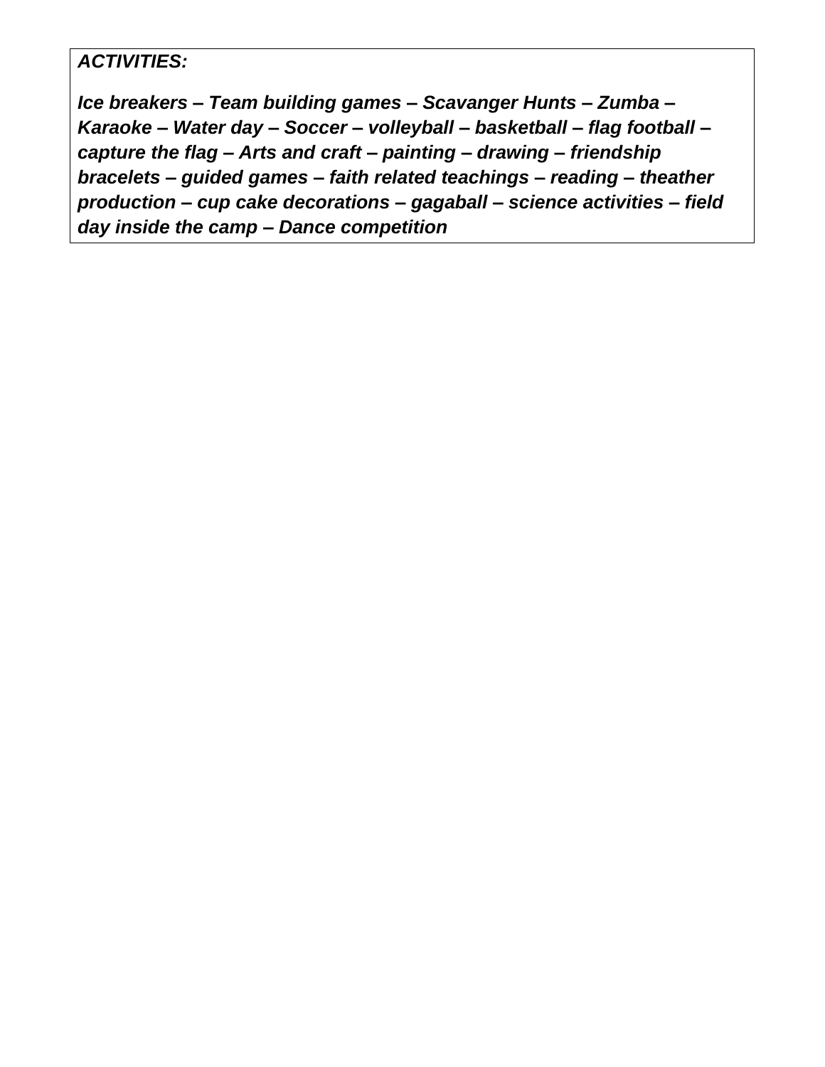***ACTIVITIES:***

***Ice breakers – Team building games – Scavanger Hunts – Zumba – Karaoke – Water day – Soccer – volleyball – basketball – flag football – capture the flag – Arts and craft – painting – drawing – friendship bracelets – guided games – faith related teachings – reading – theather production – cup cake decorations – gagaball – science activities – field day inside the camp – Dance competition***